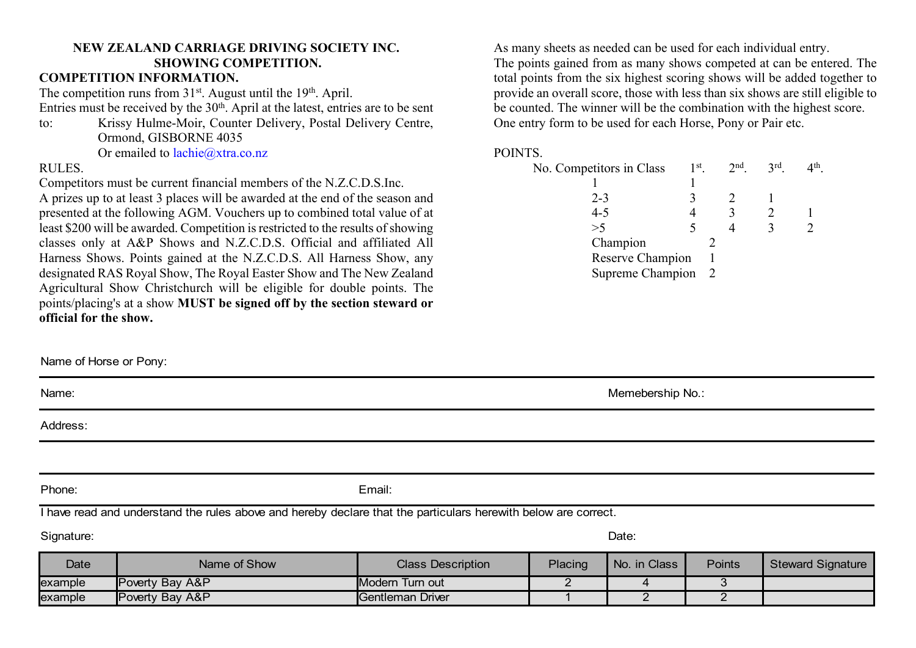# NEW ZEALAND CARRIAGE DRIVING SOCIETY INC.
## SHOWING COMPETITION.

### COMPETITION INFORMATION.

The competition runs from 31st. August until the 19th. April.

Entries must be received by the 30th. April at the latest, entries are to be sent to: Krissy Hulme-Moir, Counter Delivery, Postal Delivery Centre, Ormond, GISBORNE 4035
Or emailed to lachie@xtra.co.nz

RULES.

Competitors must be current financial members of the N.Z.C.D.S.Inc.

A prizes up to at least 3 places will be awarded at the end of the season and presented at the following AGM. Vouchers up to combined total value of at least $200 will be awarded. Competition is restricted to the results of showing classes only at A&P Shows and N.Z.C.D.S. Official and affiliated All Harness Shows. Points gained at the N.Z.C.D.S. All Harness Show, any designated RAS Royal Show, The Royal Easter Show and The New Zealand Agricultural Show Christchurch will be eligible for double points. The points/placing's at a show **MUST be signed off by the section steward or official for the show.**

As many sheets as needed can be used for each individual entry.

The points gained from as many shows competed at can be entered. The total points from the six highest scoring shows will be added together to provide an overall score, those with less than six shows are still eligible to be counted. The winner will be the combination with the highest score.

One entry form to be used for each Horse, Pony or Pair etc.

POINTS.

| No. Competitors in Class | 1st. | 2nd. | 3rd. | 4th. |
|---|---|---|---|---|
| 1 | 1 | | | |
| 2-3 | 3 | 2 | 1 | |
| 4-5 | 4 | 3 | 2 | 1 |
| >5 | 5 | 4 | 3 | 2 |
| Champion | 2 | | | |
| Reserve Champion | 1 | | | |
| Supreme Champion | 2 | | | |

Name of Horse or Pony:

Name: Memebership No.:

Address:

Phone: Email:

I have read and understand the rules above and hereby declare that the particulars herewith below are correct.

Signature: Date:

| Date | Name of Show | Class Description | Placing | No. in Class | Points | Steward Signature |
|---|---|---|---|---|---|---|
| example | Poverty Bay A&P | Modern Turn out | 2 | 4 | 3 | |
| example | Poverty Bay A&P | Gentleman Driver | 1 | 2 | 2 | |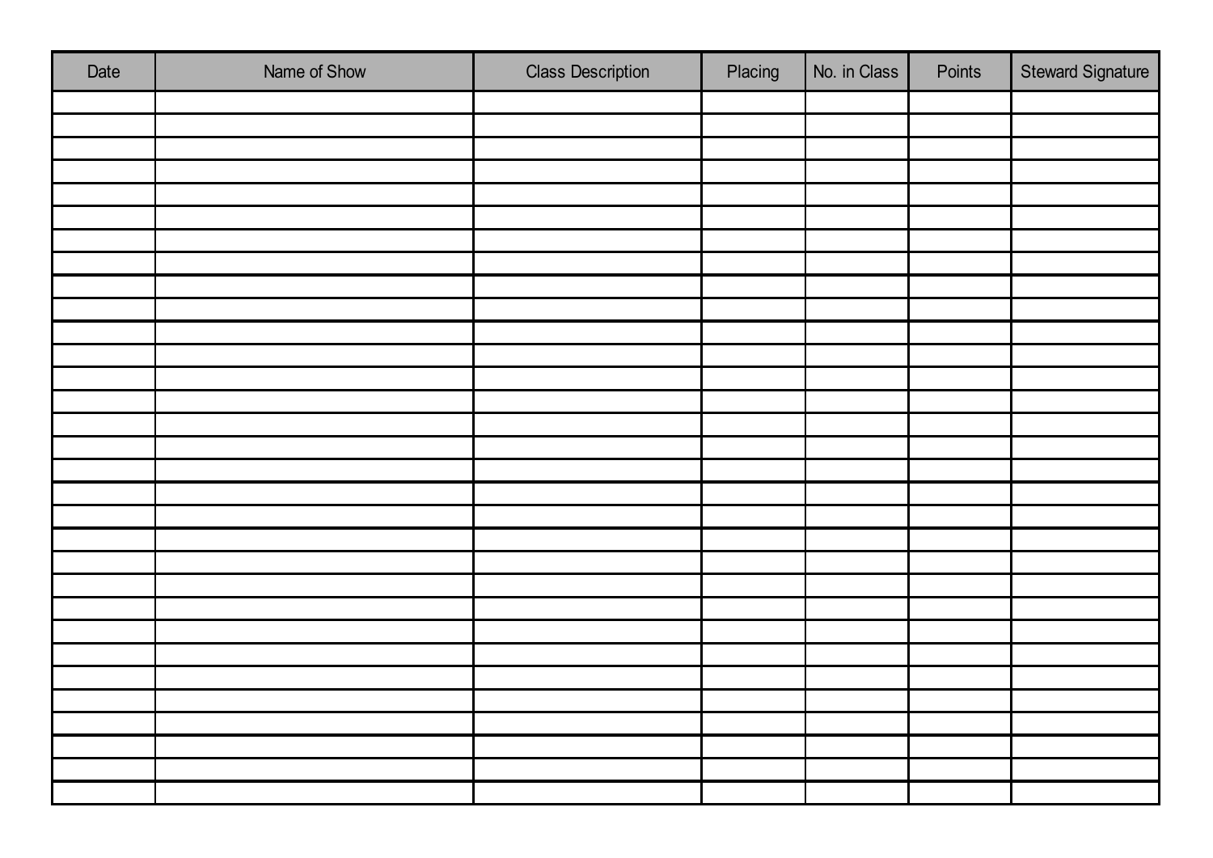| Date | Name of Show | Class Description | Placing | No. in Class | Points | Steward Signature |
|---|---|---|---|---|---|---|
| | | | | | | |
| | | | | | | |
| | | | | | | |
| | | | | | | |
| | | | | | | |
| | | | | | | |
| | | | | | | |
| | | | | | | |
| | | | | | | |
| | | | | | | |
| | | | | | | |
| | | | | | | |
| | | | | | | |
| | | | | | | |
| | | | | | | |
| | | | | | | |
| | | | | | | |
| | | | | | | |
| | | | | | | |
| | | | | | | |
| | | | | | | |
| | | | | | | |
| | | | | | | |
| | | | | | | |
| | | | | | | |
| | | | | | | |
| | | | | | | |
| | | | | | | |
| | | | | | | |
| | | | | | | |
| | | | | | | |